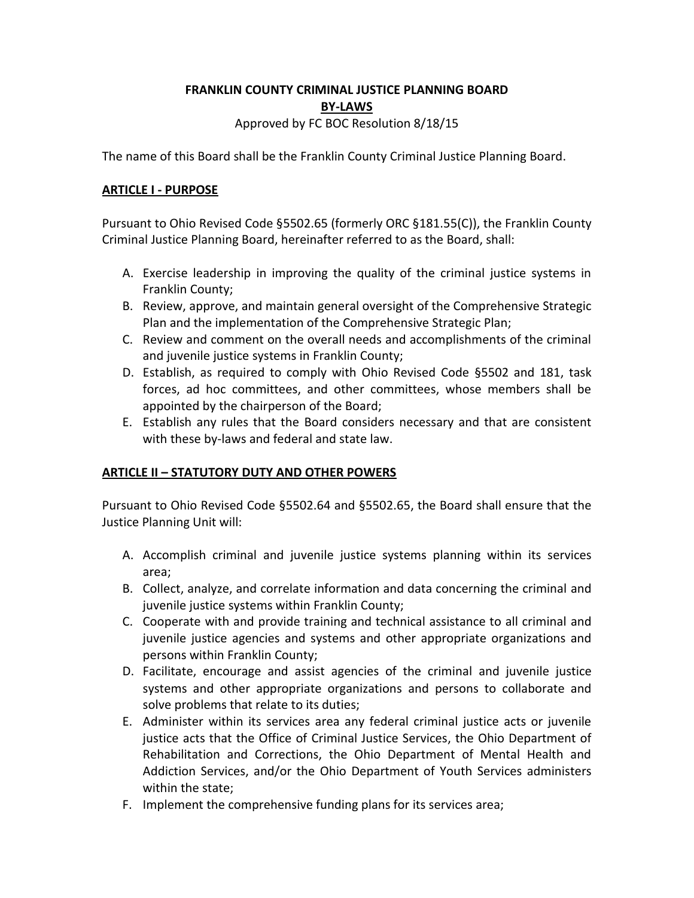# FRANKLIN COUNTY CRIMINAL JUSTICE PLANNING BOARD

## BY-LAWS

Approved by FC BOC Resolution 8/18/15

The name of this Board shall be the Franklin County Criminal Justice Planning Board.

## ARTICLE I - PURPOSE

Pursuant to Ohio Revised Code §5502.65 (formerly ORC §181.55(C)), the Franklin County Criminal Justice Planning Board, hereinafter referred to as the Board, shall:

A. Exercise leadership in improving the quality of the criminal justice systems in Franklin County;
B. Review, approve, and maintain general oversight of the Comprehensive Strategic Plan and the implementation of the Comprehensive Strategic Plan;
C. Review and comment on the overall needs and accomplishments of the criminal and juvenile justice systems in Franklin County;
D. Establish, as required to comply with Ohio Revised Code §5502 and 181, task forces, ad hoc committees, and other committees, whose members shall be appointed by the chairperson of the Board;
E. Establish any rules that the Board considers necessary and that are consistent with these by-laws and federal and state law.

## ARTICLE II – STATUTORY DUTY AND OTHER POWERS

Pursuant to Ohio Revised Code §5502.64 and §5502.65, the Board shall ensure that the Justice Planning Unit will:

A. Accomplish criminal and juvenile justice systems planning within its services area;
B. Collect, analyze, and correlate information and data concerning the criminal and juvenile justice systems within Franklin County;
C. Cooperate with and provide training and technical assistance to all criminal and juvenile justice agencies and systems and other appropriate organizations and persons within Franklin County;
D. Facilitate, encourage and assist agencies of the criminal and juvenile justice systems and other appropriate organizations and persons to collaborate and solve problems that relate to its duties;
E. Administer within its services area any federal criminal justice acts or juvenile justice acts that the Office of Criminal Justice Services, the Ohio Department of Rehabilitation and Corrections, the Ohio Department of Mental Health and Addiction Services, and/or the Ohio Department of Youth Services administers within the state;
F. Implement the comprehensive funding plans for its services area;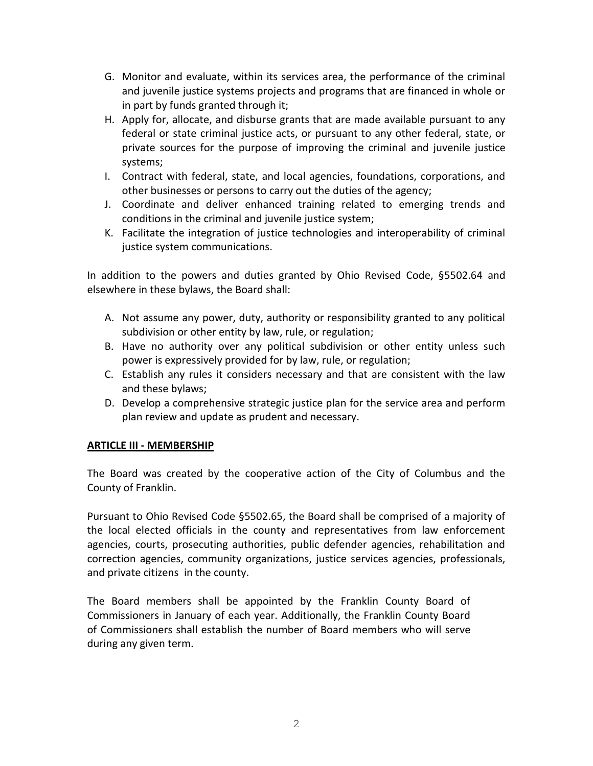G. Monitor and evaluate, within its services area, the performance of the criminal and juvenile justice systems projects and programs that are financed in whole or in part by funds granted through it;
H. Apply for, allocate, and disburse grants that are made available pursuant to any federal or state criminal justice acts, or pursuant to any other federal, state, or private sources for the purpose of improving the criminal and juvenile justice systems;
I. Contract with federal, state, and local agencies, foundations, corporations, and other businesses or persons to carry out the duties of the agency;
J. Coordinate and deliver enhanced training related to emerging trends and conditions in the criminal and juvenile justice system;
K. Facilitate the integration of justice technologies and interoperability of criminal justice system communications.

In addition to the powers and duties granted by Ohio Revised Code, §5502.64 and elsewhere in these bylaws, the Board shall:

A. Not assume any power, duty, authority or responsibility granted to any political subdivision or other entity by law, rule, or regulation;
B. Have no authority over any political subdivision or other entity unless such power is expressively provided for by law, rule, or regulation;
C. Establish any rules it considers necessary and that are consistent with the law and these bylaws;
D. Develop a comprehensive strategic justice plan for the service area and perform plan review and update as prudent and necessary.

## ARTICLE III - MEMBERSHIP

The Board was created by the cooperative action of the City of Columbus and the County of Franklin.

Pursuant to Ohio Revised Code §5502.65, the Board shall be comprised of a majority of the local elected officials in the county and representatives from law enforcement agencies, courts, prosecuting authorities, public defender agencies, rehabilitation and correction agencies, community organizations, justice services agencies, professionals, and private citizens in the county.

The Board members shall be appointed by the Franklin County Board of Commissioners in January of each year. Additionally, the Franklin County Board of Commissioners shall establish the number of Board members who will serve during any given term.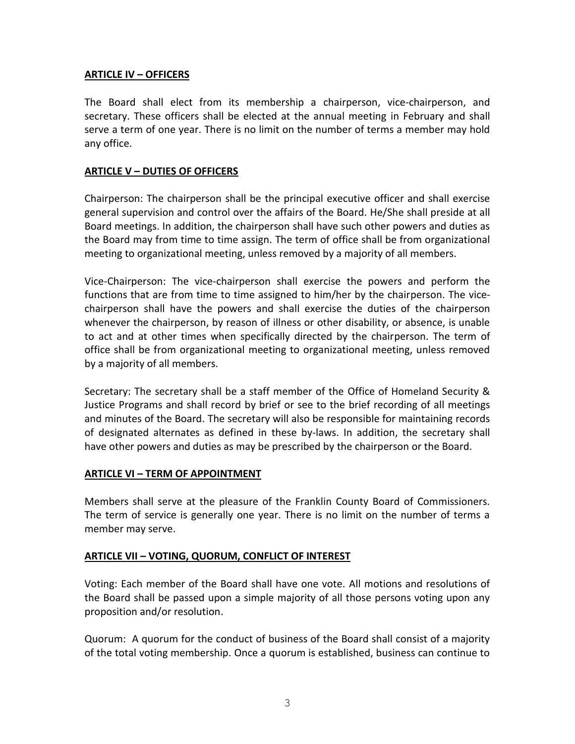## ARTICLE IV – OFFICERS

The Board shall elect from its membership a chairperson, vice-chairperson, and secretary. These officers shall be elected at the annual meeting in February and shall serve a term of one year. There is no limit on the number of terms a member may hold any office.

## ARTICLE V – DUTIES OF OFFICERS

Chairperson: The chairperson shall be the principal executive officer and shall exercise general supervision and control over the affairs of the Board. He/She shall preside at all Board meetings. In addition, the chairperson shall have such other powers and duties as the Board may from time to time assign. The term of office shall be from organizational meeting to organizational meeting, unless removed by a majority of all members.

Vice-Chairperson: The vice-chairperson shall exercise the powers and perform the functions that are from time to time assigned to him/her by the chairperson. The vice-chairperson shall have the powers and shall exercise the duties of the chairperson whenever the chairperson, by reason of illness or other disability, or absence, is unable to act and at other times when specifically directed by the chairperson. The term of office shall be from organizational meeting to organizational meeting, unless removed by a majority of all members.

Secretary: The secretary shall be a staff member of the Office of Homeland Security & Justice Programs and shall record by brief or see to the brief recording of all meetings and minutes of the Board. The secretary will also be responsible for maintaining records of designated alternates as defined in these by-laws. In addition, the secretary shall have other powers and duties as may be prescribed by the chairperson or the Board.

## ARTICLE VI – TERM OF APPOINTMENT

Members shall serve at the pleasure of the Franklin County Board of Commissioners. The term of service is generally one year. There is no limit on the number of terms a member may serve.

## ARTICLE VII – VOTING, QUORUM, CONFLICT OF INTEREST

Voting: Each member of the Board shall have one vote. All motions and resolutions of the Board shall be passed upon a simple majority of all those persons voting upon any proposition and/or resolution.

Quorum: A quorum for the conduct of business of the Board shall consist of a majority of the total voting membership. Once a quorum is established, business can continue to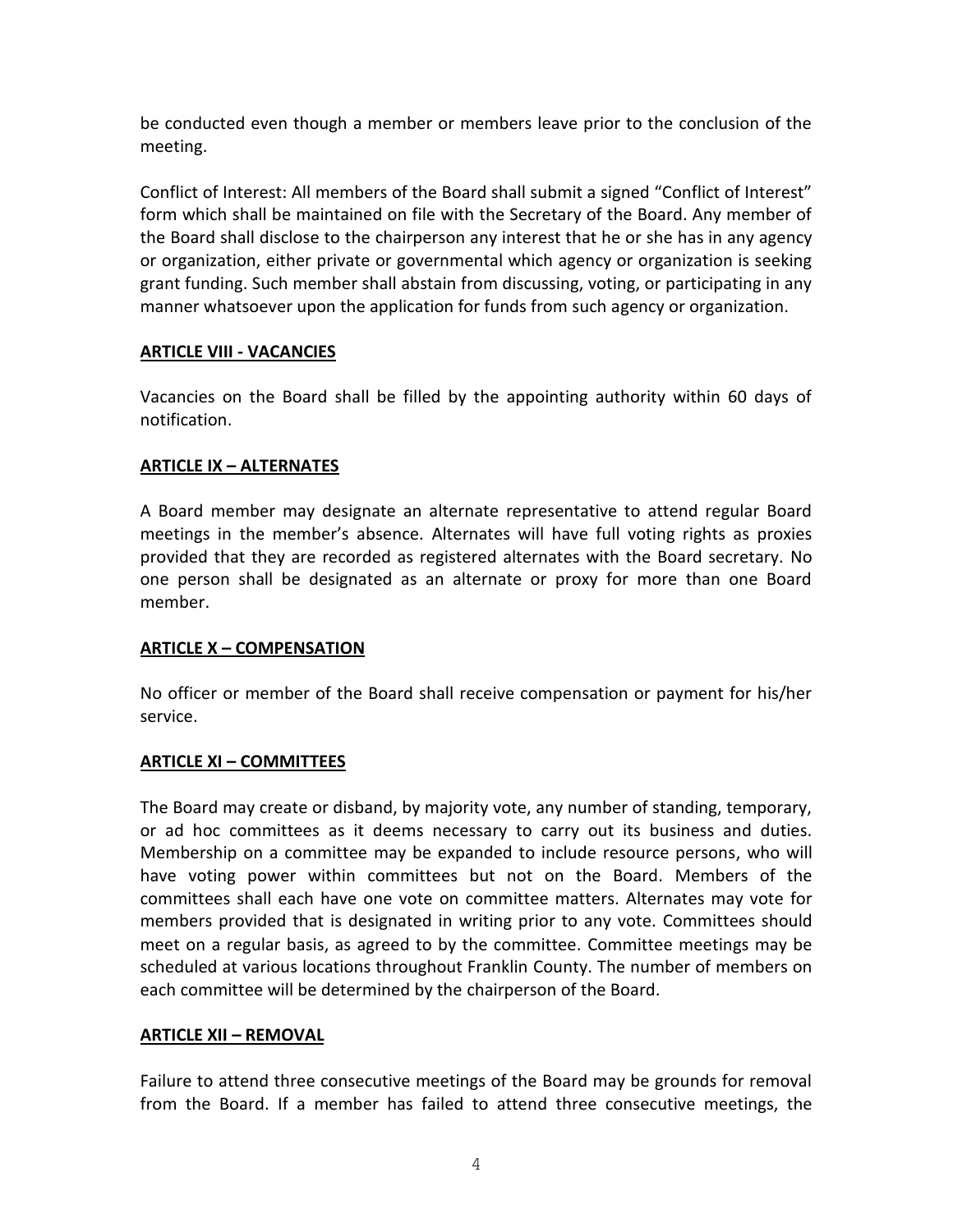be conducted even though a member or members leave prior to the conclusion of the meeting.

Conflict of Interest: All members of the Board shall submit a signed "Conflict of Interest" form which shall be maintained on file with the Secretary of the Board. Any member of the Board shall disclose to the chairperson any interest that he or she has in any agency or organization, either private or governmental which agency or organization is seeking grant funding. Such member shall abstain from discussing, voting, or participating in any manner whatsoever upon the application for funds from such agency or organization.

## ARTICLE VIII - VACANCIES

Vacancies on the Board shall be filled by the appointing authority within 60 days of notification.

## ARTICLE IX – ALTERNATES

A Board member may designate an alternate representative to attend regular Board meetings in the member's absence. Alternates will have full voting rights as proxies provided that they are recorded as registered alternates with the Board secretary. No one person shall be designated as an alternate or proxy for more than one Board member.

## ARTICLE X – COMPENSATION

No officer or member of the Board shall receive compensation or payment for his/her service.

## ARTICLE XI – COMMITTEES

The Board may create or disband, by majority vote, any number of standing, temporary, or ad hoc committees as it deems necessary to carry out its business and duties. Membership on a committee may be expanded to include resource persons, who will have voting power within committees but not on the Board. Members of the committees shall each have one vote on committee matters. Alternates may vote for members provided that is designated in writing prior to any vote. Committees should meet on a regular basis, as agreed to by the committee. Committee meetings may be scheduled at various locations throughout Franklin County. The number of members on each committee will be determined by the chairperson of the Board.

## ARTICLE XII – REMOVAL

Failure to attend three consecutive meetings of the Board may be grounds for removal from the Board. If a member has failed to attend three consecutive meetings, the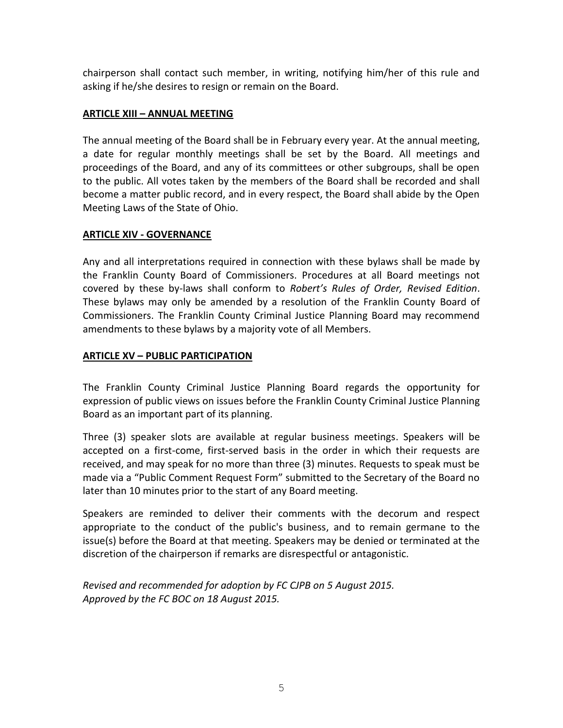chairperson shall contact such member, in writing, notifying him/her of this rule and asking if he/she desires to resign or remain on the Board.

## ARTICLE XIII – ANNUAL MEETING

The annual meeting of the Board shall be in February every year. At the annual meeting, a date for regular monthly meetings shall be set by the Board. All meetings and proceedings of the Board, and any of its committees or other subgroups, shall be open to the public. All votes taken by the members of the Board shall be recorded and shall become a matter public record, and in every respect, the Board shall abide by the Open Meeting Laws of the State of Ohio.

## ARTICLE XIV - GOVERNANCE

Any and all interpretations required in connection with these bylaws shall be made by the Franklin County Board of Commissioners. Procedures at all Board meetings not covered by these by-laws shall conform to *Robert's Rules of Order, Revised Edition*. These bylaws may only be amended by a resolution of the Franklin County Board of Commissioners. The Franklin County Criminal Justice Planning Board may recommend amendments to these bylaws by a majority vote of all Members.

## ARTICLE XV – PUBLIC PARTICIPATION

The Franklin County Criminal Justice Planning Board regards the opportunity for expression of public views on issues before the Franklin County Criminal Justice Planning Board as an important part of its planning.

Three (3) speaker slots are available at regular business meetings. Speakers will be accepted on a first-come, first-served basis in the order in which their requests are received, and may speak for no more than three (3) minutes. Requests to speak must be made via a "Public Comment Request Form" submitted to the Secretary of the Board no later than 10 minutes prior to the start of any Board meeting.

Speakers are reminded to deliver their comments with the decorum and respect appropriate to the conduct of the public's business, and to remain germane to the issue(s) before the Board at that meeting. Speakers may be denied or terminated at the discretion of the chairperson if remarks are disrespectful or antagonistic.

*Revised and recommended for adoption by FC CJPB on 5 August 2015.*
*Approved by the FC BOC on 18 August 2015.*